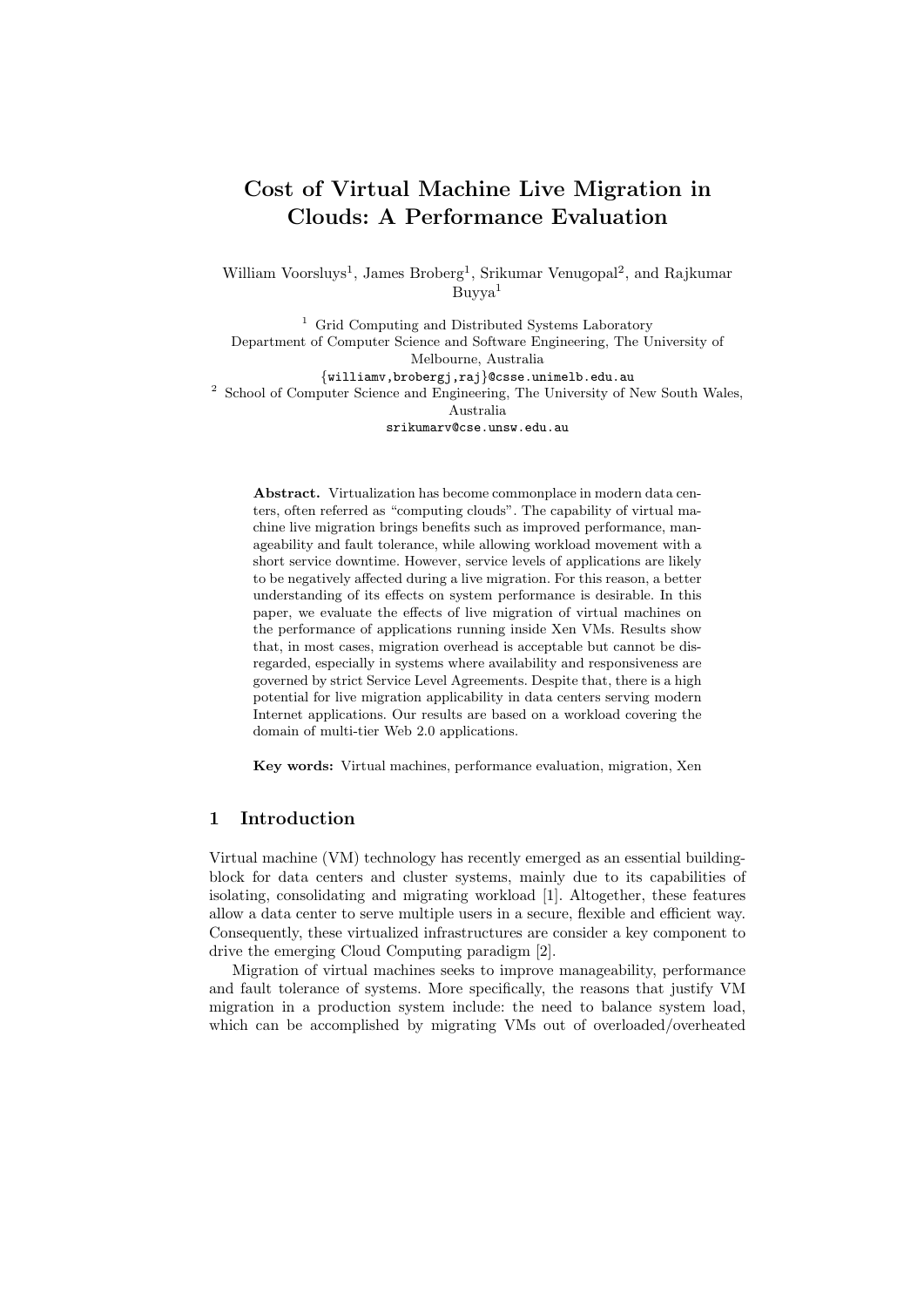# Cost of Virtual Machine Live Migration in Clouds: A Performance Evaluation

William Voorsluys[1], James Broberg[1], Srikumar Venugopal[2], and Rajkumar Buyya[1]

[1] Grid Computing and Distributed Systems Laboratory
Department of Computer Science and Software Engineering, The University of Melbourne, Australia
{williamv,brobergj,raj}@csse.unimelb.edu.au

[2] School of Computer Science and Engineering, The University of New South Wales, Australia
srikumarv@cse.unsw.edu.au

**Abstract.** Virtualization has become commonplace in modern data centers, often referred as "computing clouds". The capability of virtual machine live migration brings benefits such as improved performance, manageability and fault tolerance, while allowing workload movement with a short service downtime. However, service levels of applications are likely to be negatively affected during a live migration. For this reason, a better understanding of its effects on system performance is desirable. In this paper, we evaluate the effects of live migration of virtual machines on the performance of applications running inside Xen VMs. Results show that, in most cases, migration overhead is acceptable but cannot be disregarded, especially in systems where availability and responsiveness are governed by strict Service Level Agreements. Despite that, there is a high potential for live migration applicability in data centers serving modern Internet applications. Our results are based on a workload covering the domain of multi-tier Web 2.0 applications.

**Key words:** Virtual machines, performance evaluation, migration, Xen

## 1 Introduction

Virtual machine (VM) technology has recently emerged as an essential building-block for data centers and cluster systems, mainly due to its capabilities of isolating, consolidating and migrating workload [1]. Altogether, these features allow a data center to serve multiple users in a secure, flexible and efficient way. Consequently, these virtualized infrastructures are consider a key component to drive the emerging Cloud Computing paradigm [2].

Migration of virtual machines seeks to improve manageability, performance and fault tolerance of systems. More specifically, the reasons that justify VM migration in a production system include: the need to balance system load, which can be accomplished by migrating VMs out of overloaded/overheated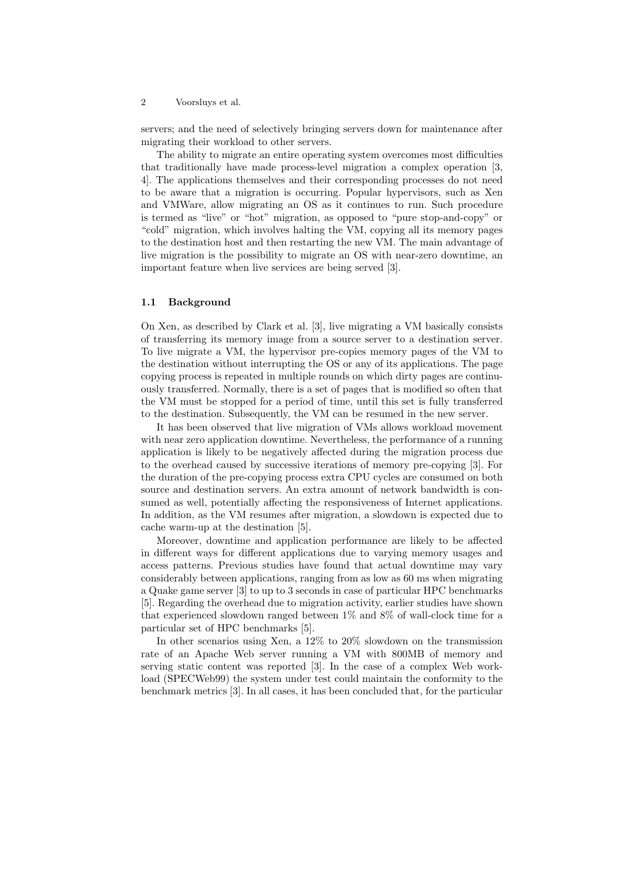servers; and the need of selectively bringing servers down for maintenance after migrating their workload to other servers.

The ability to migrate an entire operating system overcomes most difficulties that traditionally have made process-level migration a complex operation [3, 4]. The applications themselves and their corresponding processes do not need to be aware that a migration is occurring. Popular hypervisors, such as Xen and VMWare, allow migrating an OS as it continues to run. Such procedure is termed as "live" or "hot" migration, as opposed to "pure stop-and-copy" or "cold" migration, which involves halting the VM, copying all its memory pages to the destination host and then restarting the new VM. The main advantage of live migration is the possibility to migrate an OS with near-zero downtime, an important feature when live services are being served [3].

### 1.1 Background

On Xen, as described by Clark et al. [3], live migrating a VM basically consists of transferring its memory image from a source server to a destination server. To live migrate a VM, the hypervisor pre-copies memory pages of the VM to the destination without interrupting the OS or any of its applications. The page copying process is repeated in multiple rounds on which dirty pages are continuously transferred. Normally, there is a set of pages that is modified so often that the VM must be stopped for a period of time, until this set is fully transferred to the destination. Subsequently, the VM can be resumed in the new server.

It has been observed that live migration of VMs allows workload movement with near zero application downtime. Nevertheless, the performance of a running application is likely to be negatively affected during the migration process due to the overhead caused by successive iterations of memory pre-copying [3]. For the duration of the pre-copying process extra CPU cycles are consumed on both source and destination servers. An extra amount of network bandwidth is consumed as well, potentially affecting the responsiveness of Internet applications. In addition, as the VM resumes after migration, a slowdown is expected due to cache warm-up at the destination [5].

Moreover, downtime and application performance are likely to be affected in different ways for different applications due to varying memory usages and access patterns. Previous studies have found that actual downtime may vary considerably between applications, ranging from as low as 60 ms when migrating a Quake game server [3] to up to 3 seconds in case of particular HPC benchmarks [5]. Regarding the overhead due to migration activity, earlier studies have shown that experienced slowdown ranged between 1% and 8% of wall-clock time for a particular set of HPC benchmarks [5].

In other scenarios using Xen, a 12% to 20% slowdown on the transmission rate of an Apache Web server running a VM with 800MB of memory and serving static content was reported [3]. In the case of a complex Web workload (SPECWeb99) the system under test could maintain the conformity to the benchmark metrics [3]. In all cases, it has been concluded that, for the particular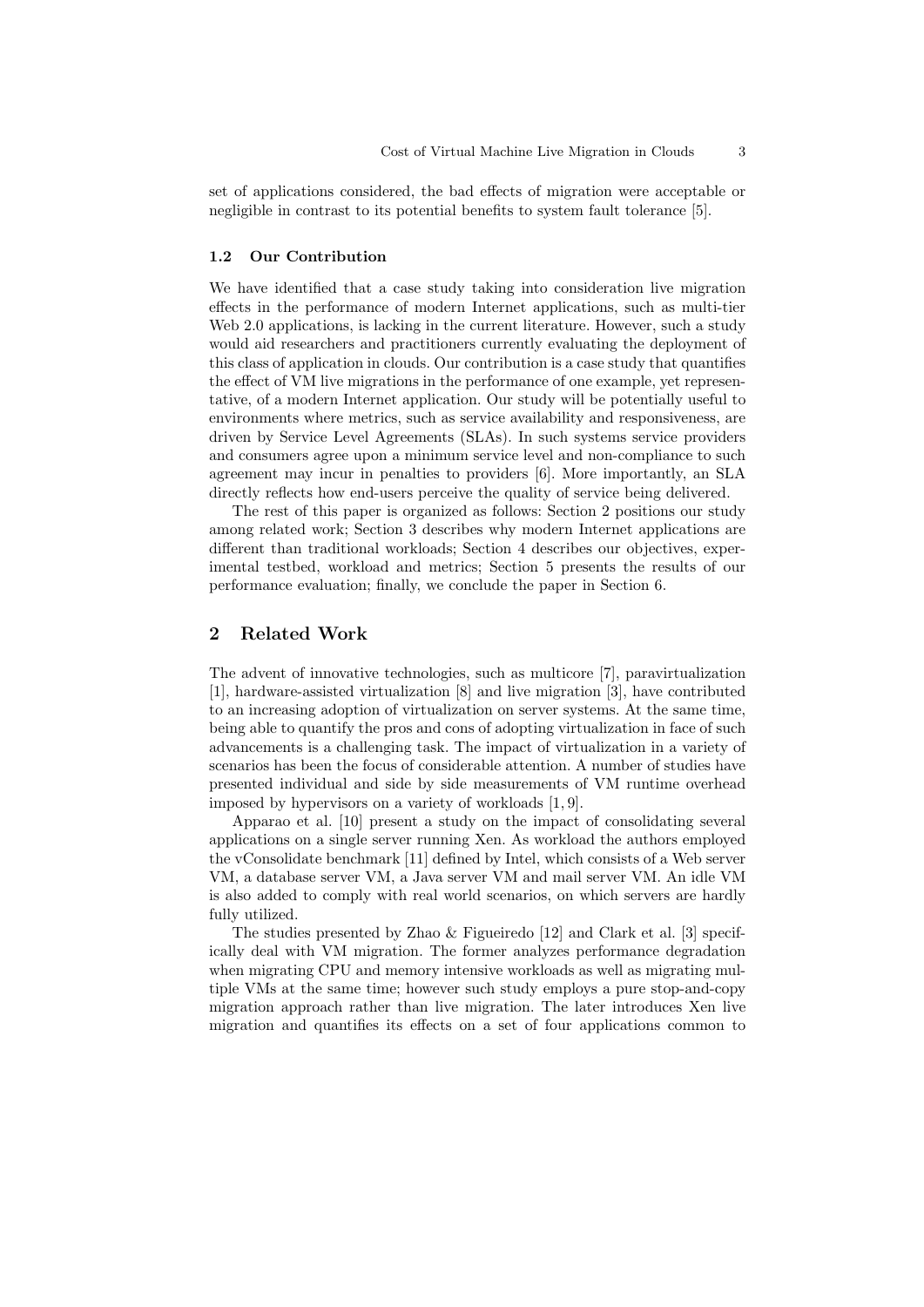set of applications considered, the bad effects of migration were acceptable or negligible in contrast to its potential benefits to system fault tolerance [5].

### 1.2 Our Contribution

We have identified that a case study taking into consideration live migration effects in the performance of modern Internet applications, such as multi-tier Web 2.0 applications, is lacking in the current literature. However, such a study would aid researchers and practitioners currently evaluating the deployment of this class of application in clouds. Our contribution is a case study that quantifies the effect of VM live migrations in the performance of one example, yet representative, of a modern Internet application. Our study will be potentially useful to environments where metrics, such as service availability and responsiveness, are driven by Service Level Agreements (SLAs). In such systems service providers and consumers agree upon a minimum service level and non-compliance to such agreement may incur in penalties to providers [6]. More importantly, an SLA directly reflects how end-users perceive the quality of service being delivered.

The rest of this paper is organized as follows: Section 2 positions our study among related work; Section 3 describes why modern Internet applications are different than traditional workloads; Section 4 describes our objectives, experimental testbed, workload and metrics; Section 5 presents the results of our performance evaluation; finally, we conclude the paper in Section 6.

## 2 Related Work

The advent of innovative technologies, such as multicore [7], paravirtualization [1], hardware-assisted virtualization [8] and live migration [3], have contributed to an increasing adoption of virtualization on server systems. At the same time, being able to quantify the pros and cons of adopting virtualization in face of such advancements is a challenging task. The impact of virtualization in a variety of scenarios has been the focus of considerable attention. A number of studies have presented individual and side by side measurements of VM runtime overhead imposed by hypervisors on a variety of workloads [1, 9].

Apparao et al. [10] present a study on the impact of consolidating several applications on a single server running Xen. As workload the authors employed the vConsolidate benchmark [11] defined by Intel, which consists of a Web server VM, a database server VM, a Java server VM and mail server VM. An idle VM is also added to comply with real world scenarios, on which servers are hardly fully utilized.

The studies presented by Zhao & Figueiredo [12] and Clark et al. [3] specifically deal with VM migration. The former analyzes performance degradation when migrating CPU and memory intensive workloads as well as migrating multiple VMs at the same time; however such study employs a pure stop-and-copy migration approach rather than live migration. The later introduces Xen live migration and quantifies its effects on a set of four applications common to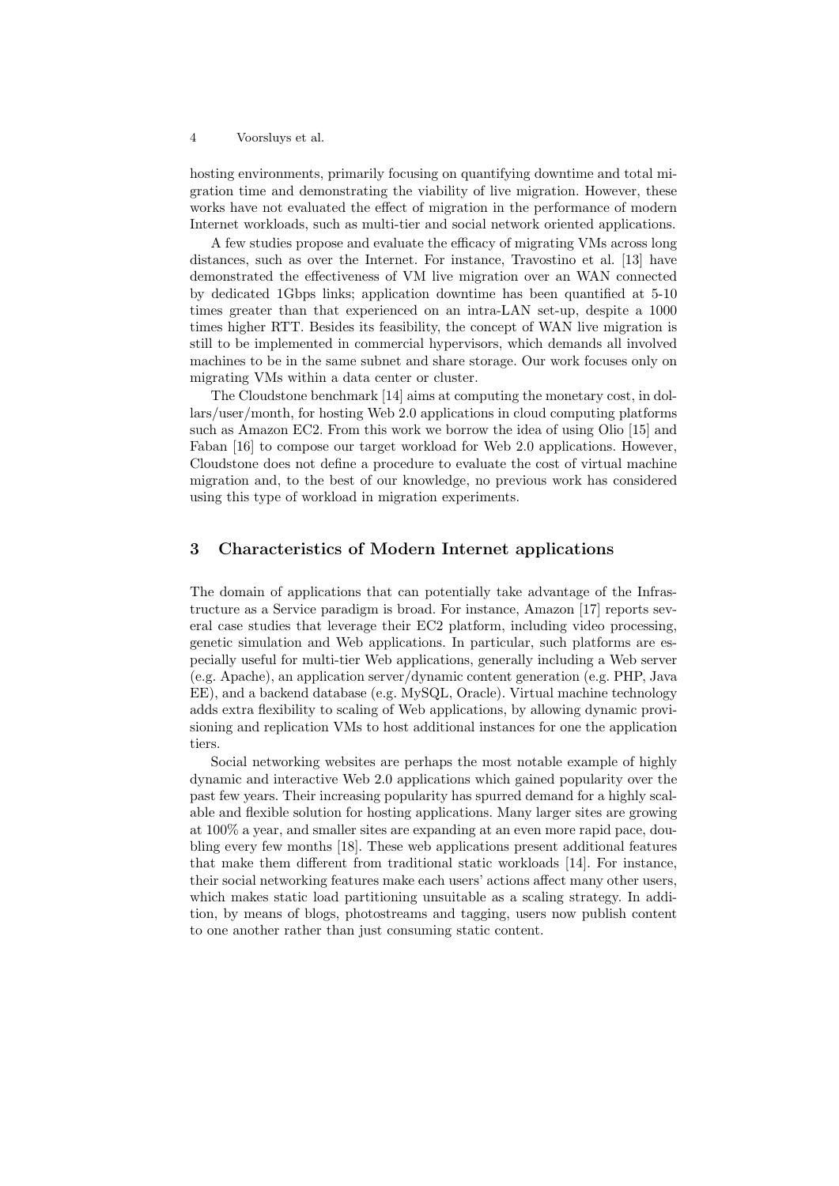hosting environments, primarily focusing on quantifying downtime and total migration time and demonstrating the viability of live migration. However, these works have not evaluated the effect of migration in the performance of modern Internet workloads, such as multi-tier and social network oriented applications.

A few studies propose and evaluate the efficacy of migrating VMs across long distances, such as over the Internet. For instance, Travostino et al. [13] have demonstrated the effectiveness of VM live migration over an WAN connected by dedicated 1Gbps links; application downtime has been quantified at 5-10 times greater than that experienced on an intra-LAN set-up, despite a 1000 times higher RTT. Besides its feasibility, the concept of WAN live migration is still to be implemented in commercial hypervisors, which demands all involved machines to be in the same subnet and share storage. Our work focuses only on migrating VMs within a data center or cluster.

The Cloudstone benchmark [14] aims at computing the monetary cost, in dollars/user/month, for hosting Web 2.0 applications in cloud computing platforms such as Amazon EC2. From this work we borrow the idea of using Olio [15] and Faban [16] to compose our target workload for Web 2.0 applications. However, Cloudstone does not define a procedure to evaluate the cost of virtual machine migration and, to the best of our knowledge, no previous work has considered using this type of workload in migration experiments.

## 3 Characteristics of Modern Internet applications

The domain of applications that can potentially take advantage of the Infrastructure as a Service paradigm is broad. For instance, Amazon [17] reports several case studies that leverage their EC2 platform, including video processing, genetic simulation and Web applications. In particular, such platforms are especially useful for multi-tier Web applications, generally including a Web server (e.g. Apache), an application server/dynamic content generation (e.g. PHP, Java EE), and a backend database (e.g. MySQL, Oracle). Virtual machine technology adds extra flexibility to scaling of Web applications, by allowing dynamic provisioning and replication VMs to host additional instances for one the application tiers.

Social networking websites are perhaps the most notable example of highly dynamic and interactive Web 2.0 applications which gained popularity over the past few years. Their increasing popularity has spurred demand for a highly scalable and flexible solution for hosting applications. Many larger sites are growing at 100% a year, and smaller sites are expanding at an even more rapid pace, doubling every few months [18]. These web applications present additional features that make them different from traditional static workloads [14]. For instance, their social networking features make each users' actions affect many other users, which makes static load partitioning unsuitable as a scaling strategy. In addition, by means of blogs, photostreams and tagging, users now publish content to one another rather than just consuming static content.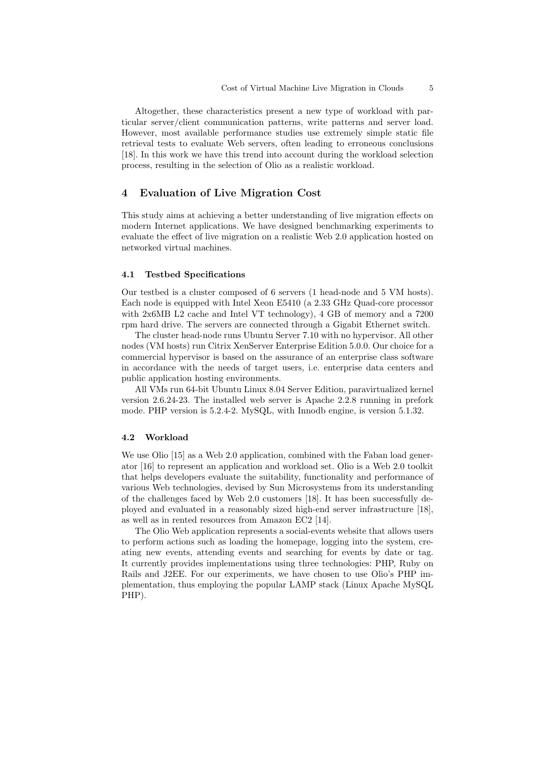Altogether, these characteristics present a new type of workload with particular server/client communication patterns, write patterns and server load. However, most available performance studies use extremely simple static file retrieval tests to evaluate Web servers, often leading to erroneous conclusions [18]. In this work we have this trend into account during the workload selection process, resulting in the selection of Olio as a realistic workload.

## 4 Evaluation of Live Migration Cost

This study aims at achieving a better understanding of live migration effects on modern Internet applications. We have designed benchmarking experiments to evaluate the effect of live migration on a realistic Web 2.0 application hosted on networked virtual machines.

### 4.1 Testbed Specifications

Our testbed is a cluster composed of 6 servers (1 head-node and 5 VM hosts). Each node is equipped with Intel Xeon E5410 (a 2.33 GHz Quad-core processor with 2x6MB L2 cache and Intel VT technology), 4 GB of memory and a 7200 rpm hard drive. The servers are connected through a Gigabit Ethernet switch.

The cluster head-node runs Ubuntu Server 7.10 with no hypervisor. All other nodes (VM hosts) run Citrix XenServer Enterprise Edition 5.0.0. Our choice for a commercial hypervisor is based on the assurance of an enterprise class software in accordance with the needs of target users, i.e. enterprise data centers and public application hosting environments.

All VMs run 64-bit Ubuntu Linux 8.04 Server Edition, paravirtualized kernel version 2.6.24-23. The installed web server is Apache 2.2.8 running in prefork mode. PHP version is 5.2.4-2. MySQL, with Innodb engine, is version 5.1.32.

### 4.2 Workload

We use Olio [15] as a Web 2.0 application, combined with the Faban load generator [16] to represent an application and workload set. Olio is a Web 2.0 toolkit that helps developers evaluate the suitability, functionality and performance of various Web technologies, devised by Sun Microsystems from its understanding of the challenges faced by Web 2.0 customers [18]. It has been successfully deployed and evaluated in a reasonably sized high-end server infrastructure [18], as well as in rented resources from Amazon EC2 [14].

The Olio Web application represents a social-events website that allows users to perform actions such as loading the homepage, logging into the system, creating new events, attending events and searching for events by date or tag. It currently provides implementations using three technologies: PHP, Ruby on Rails and J2EE. For our experiments, we have chosen to use Olio's PHP implementation, thus employing the popular LAMP stack (Linux Apache MySQL PHP).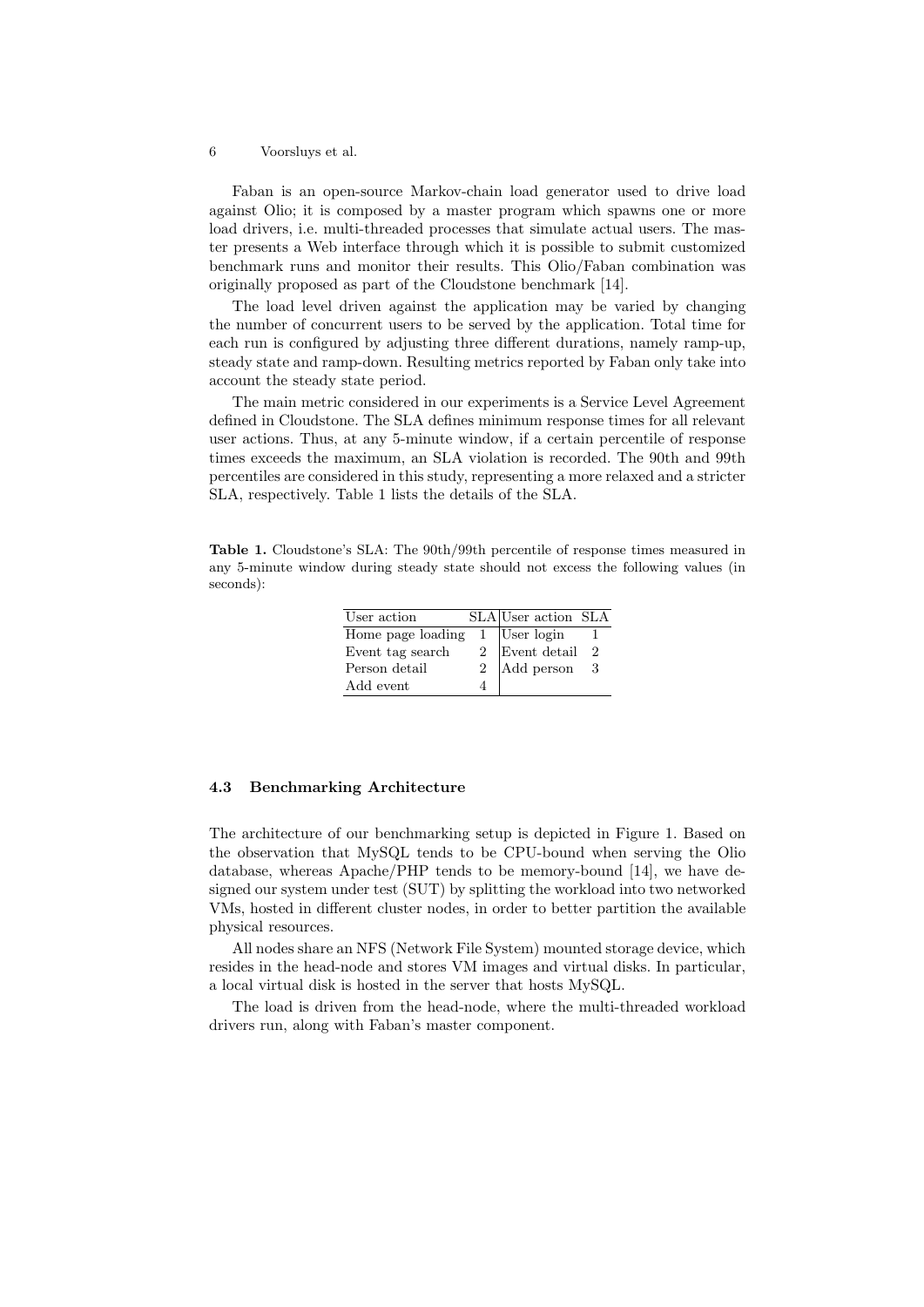Faban is an open-source Markov-chain load generator used to drive load against Olio; it is composed by a master program which spawns one or more load drivers, i.e. multi-threaded processes that simulate actual users. The master presents a Web interface through which it is possible to submit customized benchmark runs and monitor their results. This Olio/Faban combination was originally proposed as part of the Cloudstone benchmark [14].

The load level driven against the application may be varied by changing the number of concurrent users to be served by the application. Total time for each run is configured by adjusting three different durations, namely ramp-up, steady state and ramp-down. Resulting metrics reported by Faban only take into account the steady state period.

The main metric considered in our experiments is a Service Level Agreement defined in Cloudstone. The SLA defines minimum response times for all relevant user actions. Thus, at any 5-minute window, if a certain percentile of response times exceeds the maximum, an SLA violation is recorded. The 90th and 99th percentiles are considered in this study, representing a more relaxed and a stricter SLA, respectively. Table 1 lists the details of the SLA.

**Table 1.** Cloudstone's SLA: The 90th/99th percentile of response times measured in any 5-minute window during steady state should not excess the following values (in seconds):

| User action | SLA | User action | SLA |
|---|---|---|---|
| Home page loading | 1 | User login | 1 |
| Event tag search | 2 | Event detail | 2 |
| Person detail | 2 | Add person | 3 |
| Add event | 4 | | |

### 4.3 Benchmarking Architecture

The architecture of our benchmarking setup is depicted in Figure 1. Based on the observation that MySQL tends to be CPU-bound when serving the Olio database, whereas Apache/PHP tends to be memory-bound [14], we have designed our system under test (SUT) by splitting the workload into two networked VMs, hosted in different cluster nodes, in order to better partition the available physical resources.

All nodes share an NFS (Network File System) mounted storage device, which resides in the head-node and stores VM images and virtual disks. In particular, a local virtual disk is hosted in the server that hosts MySQL.

The load is driven from the head-node, where the multi-threaded workload drivers run, along with Faban's master component.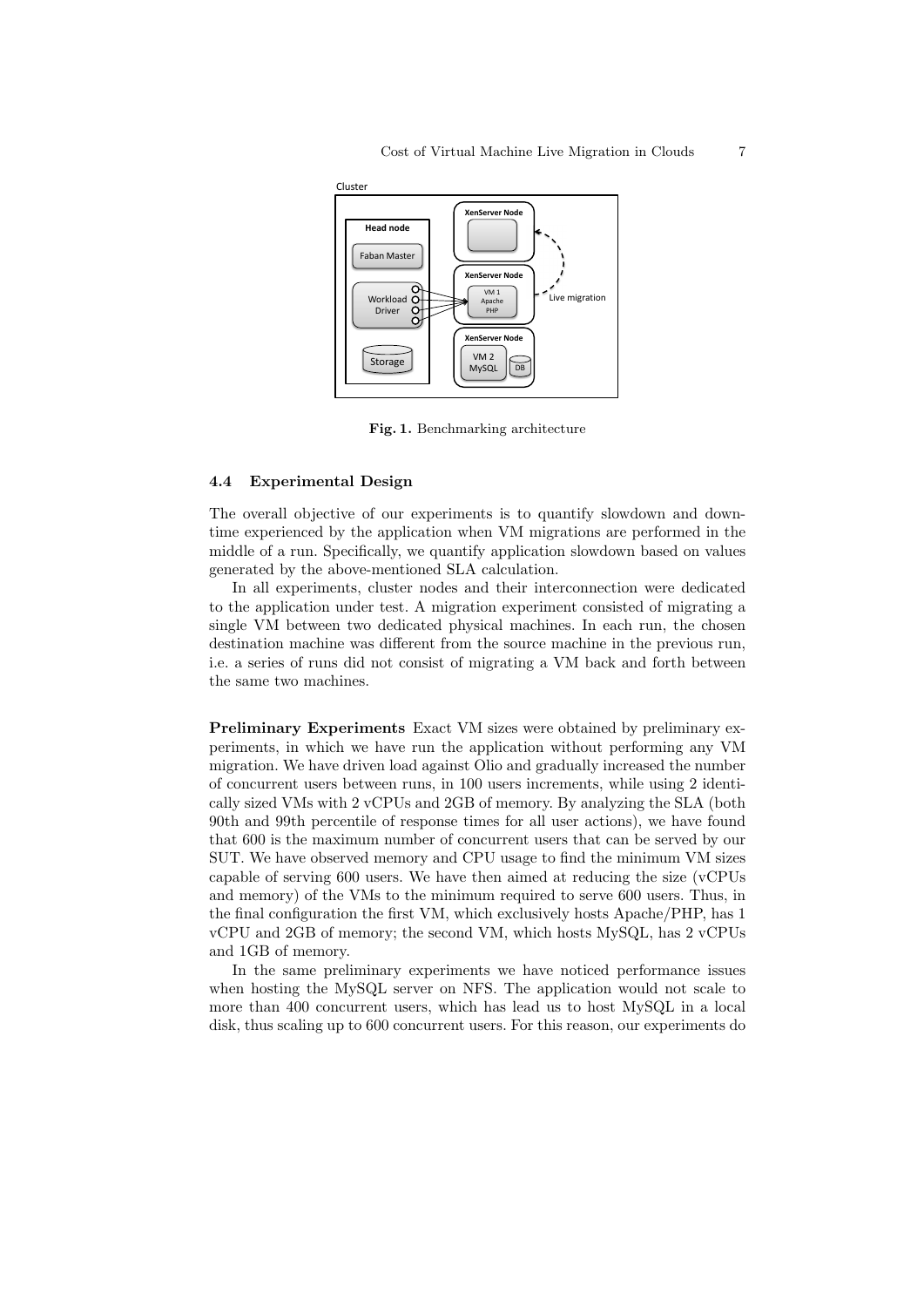Fig. 1. Benchmarking architecture

### 4.4 Experimental Design

The overall objective of our experiments is to quantify slowdown and downtime experienced by the application when VM migrations are performed in the middle of a run. Specifically, we quantify application slowdown based on values generated by the above-mentioned SLA calculation.

In all experiments, cluster nodes and their interconnection were dedicated to the application under test. A migration experiment consisted of migrating a single VM between two dedicated physical machines. In each run, the chosen destination machine was different from the source machine in the previous run, i.e. a series of runs did not consist of migrating a VM back and forth between the same two machines.

**Preliminary Experiments** Exact VM sizes were obtained by preliminary experiments, in which we have run the application without performing any VM migration. We have driven load against Olio and gradually increased the number of concurrent users between runs, in 100 users increments, while using 2 identically sized VMs with 2 vCPUs and 2GB of memory. By analyzing the SLA (both 90th and 99th percentile of response times for all user actions), we have found that 600 is the maximum number of concurrent users that can be served by our SUT. We have observed memory and CPU usage to find the minimum VM sizes capable of serving 600 users. We have then aimed at reducing the size (vCPUs and memory) of the VMs to the minimum required to serve 600 users. Thus, in the final configuration the first VM, which exclusively hosts Apache/PHP, has 1 vCPU and 2GB of memory; the second VM, which hosts MySQL, has 2 vCPUs and 1GB of memory.

In the same preliminary experiments we have noticed performance issues when hosting the MySQL server on NFS. The application would not scale to more than 400 concurrent users, which has lead us to host MySQL in a local disk, thus scaling up to 600 concurrent users. For this reason, our experiments do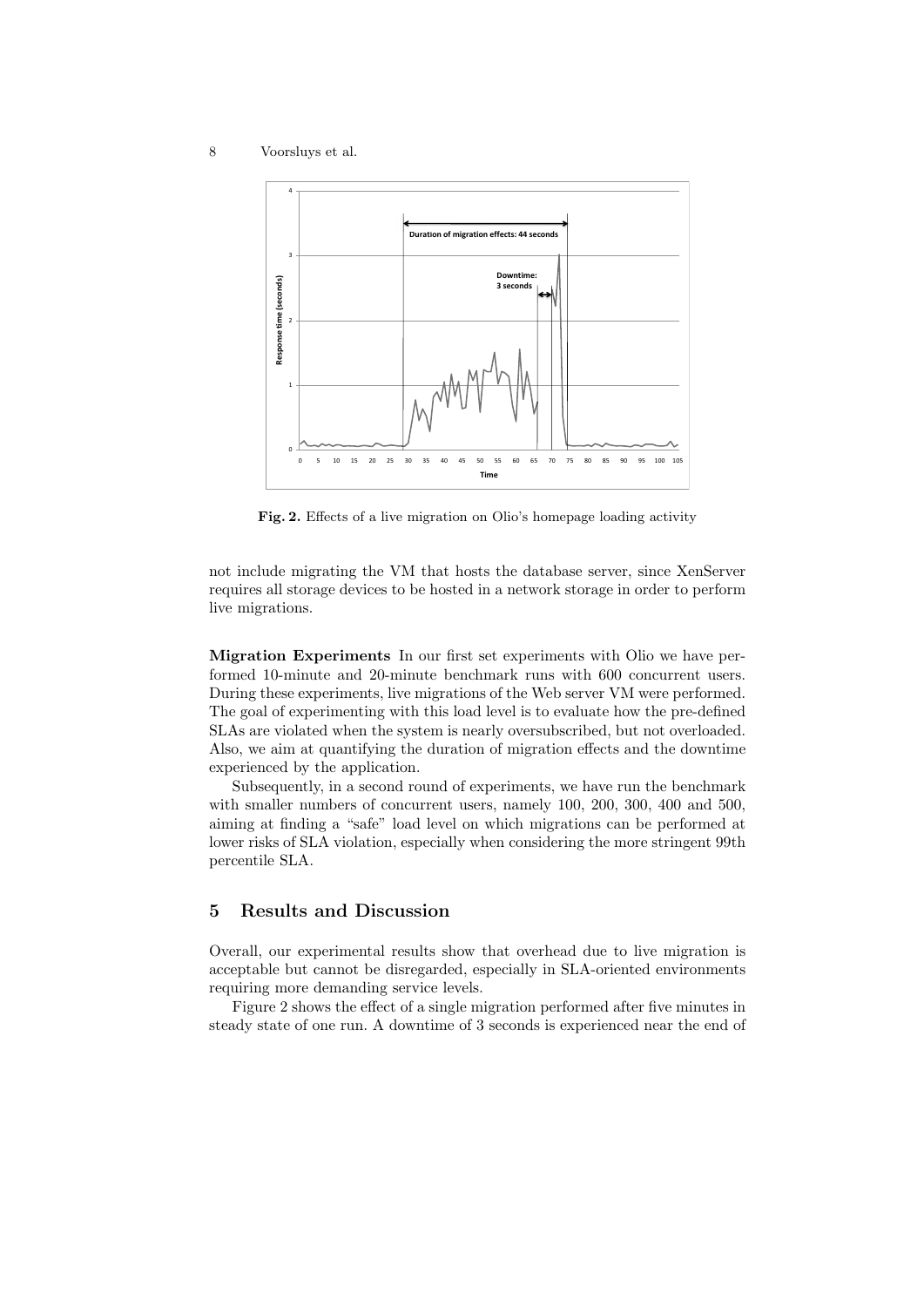**Fig. 2.** Effects of a live migration on Olio's homepage loading activity

not include migrating the VM that hosts the database server, since XenServer requires all storage devices to be hosted in a network storage in order to perform live migrations.

**Migration Experiments** In our first set experiments with Olio we have performed 10-minute and 20-minute benchmark runs with 600 concurrent users. During these experiments, live migrations of the Web server VM were performed. The goal of experimenting with this load level is to evaluate how the pre-defined SLAs are violated when the system is nearly oversubscribed, but not overloaded. Also, we aim at quantifying the duration of migration effects and the downtime experienced by the application.

Subsequently, in a second round of experiments, we have run the benchmark with smaller numbers of concurrent users, namely 100, 200, 300, 400 and 500, aiming at finding a "safe" load level on which migrations can be performed at lower risks of SLA violation, especially when considering the more stringent 99th percentile SLA.

## 5 Results and Discussion

Overall, our experimental results show that overhead due to live migration is acceptable but cannot be disregarded, especially in SLA-oriented environments requiring more demanding service levels.

Figure 2 shows the effect of a single migration performed after five minutes in steady state of one run. A downtime of 3 seconds is experienced near the end of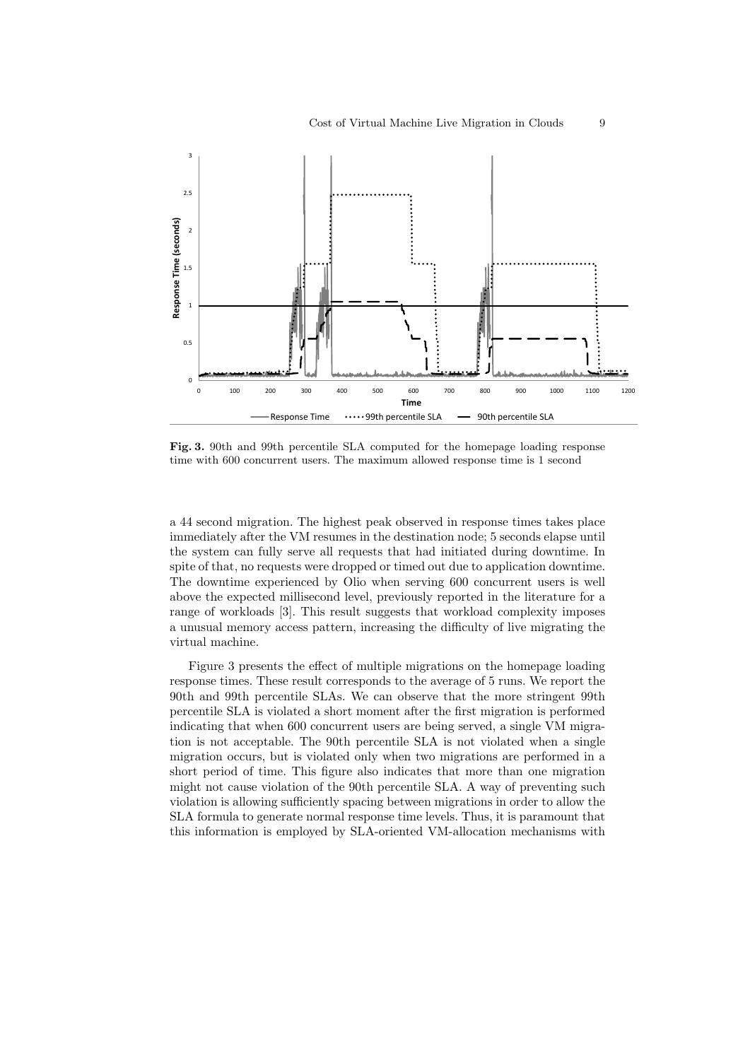**Fig. 3.** 90th and 99th percentile SLA computed for the homepage loading response time with 600 concurrent users. The maximum allowed response time is 1 second

a 44 second migration. The highest peak observed in response times takes place immediately after the VM resumes in the destination node; 5 seconds elapse until the system can fully serve all requests that had initiated during downtime. In spite of that, no requests were dropped or timed out due to application downtime. The downtime experienced by Olio when serving 600 concurrent users is well above the expected millisecond level, previously reported in the literature for a range of workloads [3]. This result suggests that workload complexity imposes a unusual memory access pattern, increasing the difficulty of live migrating the virtual machine.

Figure 3 presents the effect of multiple migrations on the homepage loading response times. These result corresponds to the average of 5 runs. We report the 90th and 99th percentile SLAs. We can observe that the more stringent 99th percentile SLA is violated a short moment after the first migration is performed indicating that when 600 concurrent users are being served, a single VM migration is not acceptable. The 90th percentile SLA is not violated when a single migration occurs, but is violated only when two migrations are performed in a short period of time. This figure also indicates that more than one migration might not cause violation of the 90th percentile SLA. A way of preventing such violation is allowing sufficiently spacing between migrations in order to allow the SLA formula to generate normal response time levels. Thus, it is paramount that this information is employed by SLA-oriented VM-allocation mechanisms with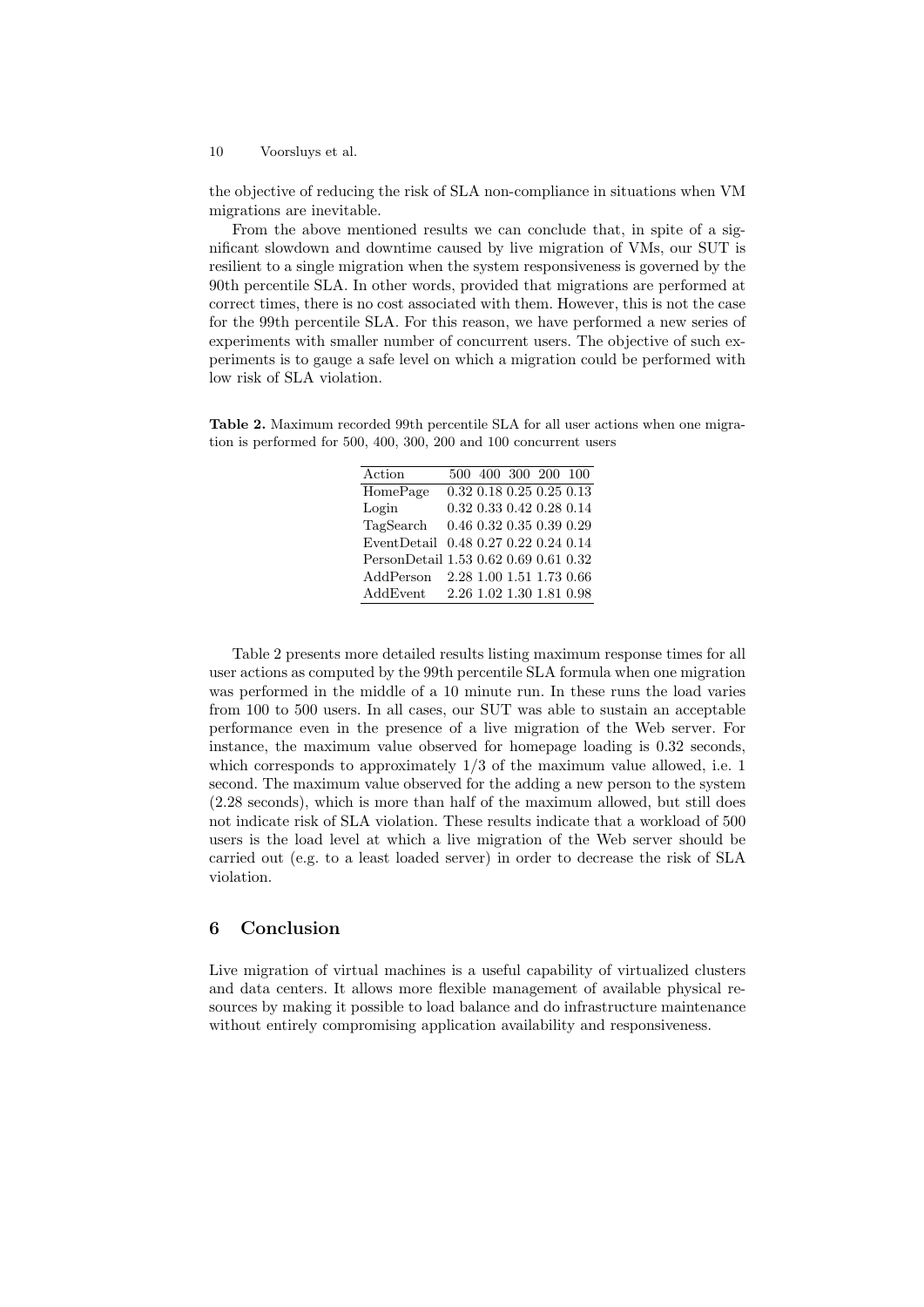the objective of reducing the risk of SLA non-compliance in situations when VM migrations are inevitable.

From the above mentioned results we can conclude that, in spite of a significant slowdown and downtime caused by live migration of VMs, our SUT is resilient to a single migration when the system responsiveness is governed by the 90th percentile SLA. In other words, provided that migrations are performed at correct times, there is no cost associated with them. However, this is not the case for the 99th percentile SLA. For this reason, we have performed a new series of experiments with smaller number of concurrent users. The objective of such experiments is to gauge a safe level on which a migration could be performed with low risk of SLA violation.

**Table 2.** Maximum recorded 99th percentile SLA for all user actions when one migration is performed for 500, 400, 300, 200 and 100 concurrent users

| Action | 500 | 400 | 300 | 200 | 100 |
|---|---|---|---|---|---|
| HomePage | 0.32 | 0.18 | 0.25 | 0.25 | 0.13 |
| Login | 0.32 | 0.33 | 0.42 | 0.28 | 0.14 |
| TagSearch | 0.46 | 0.32 | 0.35 | 0.39 | 0.29 |
| EventDetail | 0.48 | 0.27 | 0.22 | 0.24 | 0.14 |
| PersonDetail | 1.53 | 0.62 | 0.69 | 0.61 | 0.32 |
| AddPerson | 2.28 | 1.00 | 1.51 | 1.73 | 0.66 |
| AddEvent | 2.26 | 1.02 | 1.30 | 1.81 | 0.98 |

Table 2 presents more detailed results listing maximum response times for all user actions as computed by the 99th percentile SLA formula when one migration was performed in the middle of a 10 minute run. In these runs the load varies from 100 to 500 users. In all cases, our SUT was able to sustain an acceptable performance even in the presence of a live migration of the Web server. For instance, the maximum value observed for homepage loading is 0.32 seconds, which corresponds to approximately 1/3 of the maximum value allowed, i.e. 1 second. The maximum value observed for the adding a new person to the system (2.28 seconds), which is more than half of the maximum allowed, but still does not indicate risk of SLA violation. These results indicate that a workload of 500 users is the load level at which a live migration of the Web server should be carried out (e.g. to a least loaded server) in order to decrease the risk of SLA violation.

## 6 Conclusion

Live migration of virtual machines is a useful capability of virtualized clusters and data centers. It allows more flexible management of available physical resources by making it possible to load balance and do infrastructure maintenance without entirely compromising application availability and responsiveness.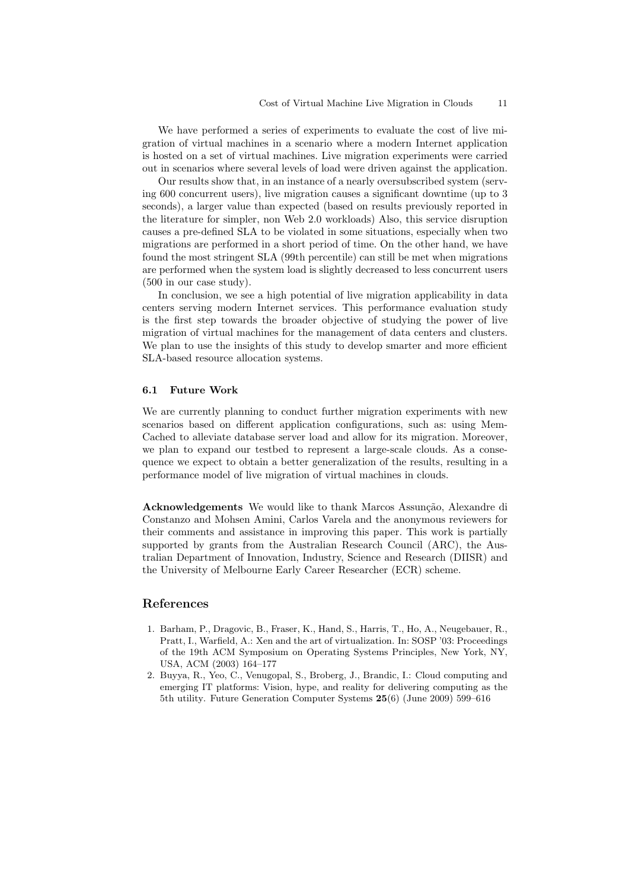We have performed a series of experiments to evaluate the cost of live migration of virtual machines in a scenario where a modern Internet application is hosted on a set of virtual machines. Live migration experiments were carried out in scenarios where several levels of load were driven against the application.

Our results show that, in an instance of a nearly oversubscribed system (serving 600 concurrent users), live migration causes a significant downtime (up to 3 seconds), a larger value than expected (based on results previously reported in the literature for simpler, non Web 2.0 workloads) Also, this service disruption causes a pre-defined SLA to be violated in some situations, especially when two migrations are performed in a short period of time. On the other hand, we have found the most stringent SLA (99th percentile) can still be met when migrations are performed when the system load is slightly decreased to less concurrent users (500 in our case study).

In conclusion, we see a high potential of live migration applicability in data centers serving modern Internet services. This performance evaluation study is the first step towards the broader objective of studying the power of live migration of virtual machines for the management of data centers and clusters. We plan to use the insights of this study to develop smarter and more efficient SLA-based resource allocation systems.

### 6.1 Future Work

We are currently planning to conduct further migration experiments with new scenarios based on different application configurations, such as: using Mem-Cached to alleviate database server load and allow for its migration. Moreover, we plan to expand our testbed to represent a large-scale clouds. As a consequence we expect to obtain a better generalization of the results, resulting in a performance model of live migration of virtual machines in clouds.

**Acknowledgements** We would like to thank Marcos Assunção, Alexandre di Constanzo and Mohsen Amini, Carlos Varela and the anonymous reviewers for their comments and assistance in improving this paper. This work is partially supported by grants from the Australian Research Council (ARC), the Australian Department of Innovation, Industry, Science and Research (DIISR) and the University of Melbourne Early Career Researcher (ECR) scheme.

## References

1. Barham, P., Dragovic, B., Fraser, K., Hand, S., Harris, T., Ho, A., Neugebauer, R., Pratt, I., Warfield, A.: Xen and the art of virtualization. In: SOSP '03: Proceedings of the 19th ACM Symposium on Operating Systems Principles, New York, NY, USA, ACM (2003) 164–177
2. Buyya, R., Yeo, C., Venugopal, S., Broberg, J., Brandic, I.: Cloud computing and emerging IT platforms: Vision, hype, and reality for delivering computing as the 5th utility. Future Generation Computer Systems **25**(6) (June 2009) 599–616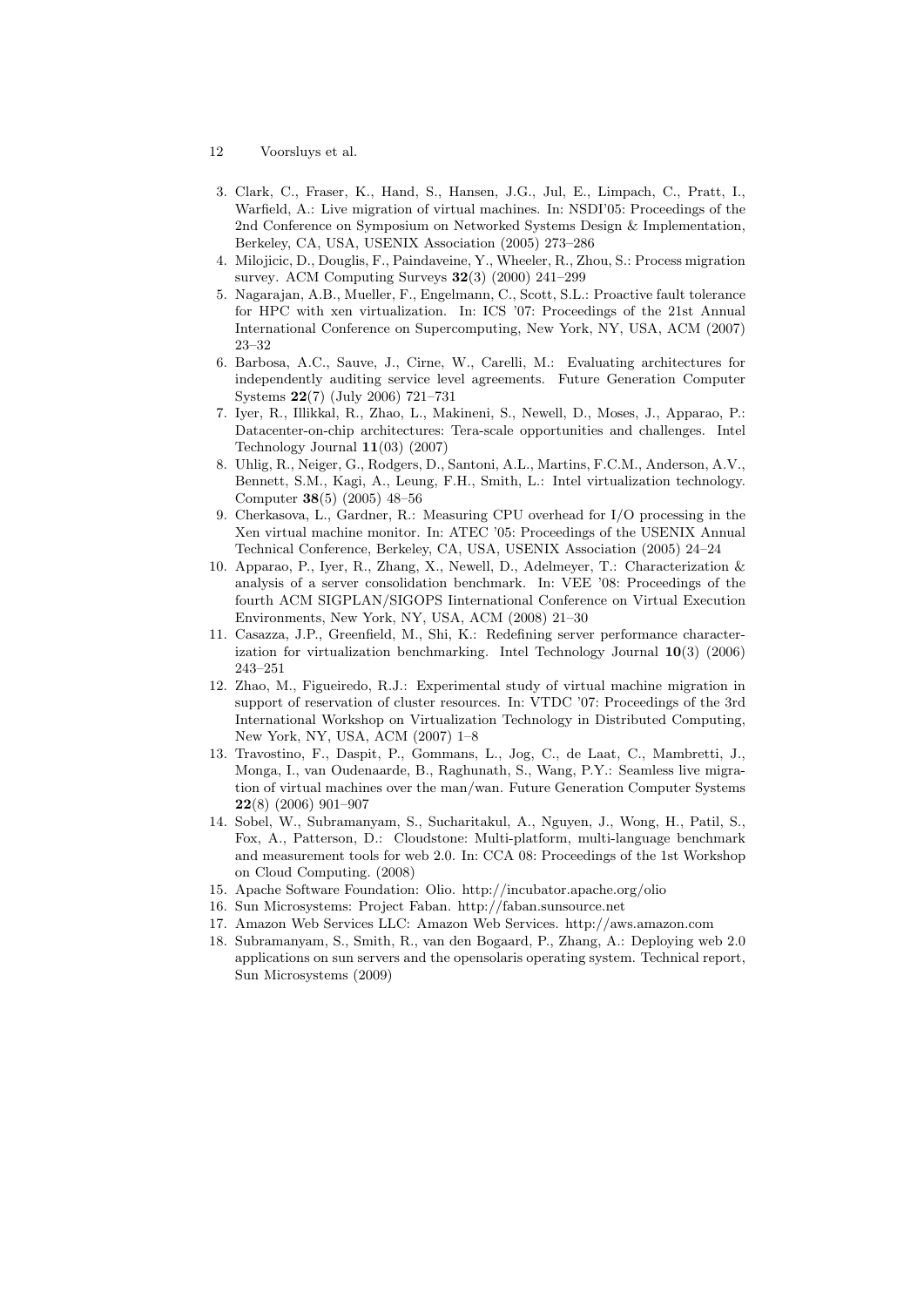3. Clark, C., Fraser, K., Hand, S., Hansen, J.G., Jul, E., Limpach, C., Pratt, I., Warfield, A.: Live migration of virtual machines. In: NSDI'05: Proceedings of the 2nd Conference on Symposium on Networked Systems Design & Implementation, Berkeley, CA, USA, USENIX Association (2005) 273–286
4. Milojicic, D., Douglis, F., Paindaveine, Y., Wheeler, R., Zhou, S.: Process migration survey. ACM Computing Surveys **32**(3) (2000) 241–299
5. Nagarajan, A.B., Mueller, F., Engelmann, C., Scott, S.L.: Proactive fault tolerance for HPC with xen virtualization. In: ICS '07: Proceedings of the 21st Annual International Conference on Supercomputing, New York, NY, USA, ACM (2007) 23–32
6. Barbosa, A.C., Sauve, J., Cirne, W., Carelli, M.: Evaluating architectures for independently auditing service level agreements. Future Generation Computer Systems **22**(7) (July 2006) 721–731
7. Iyer, R., Illikkal, R., Zhao, L., Makineni, S., Newell, D., Moses, J., Apparao, P.: Datacenter-on-chip architectures: Tera-scale opportunities and challenges. Intel Technology Journal **11**(03) (2007)
8. Uhlig, R., Neiger, G., Rodgers, D., Santoni, A.L., Martins, F.C.M., Anderson, A.V., Bennett, S.M., Kagi, A., Leung, F.H., Smith, L.: Intel virtualization technology. Computer **38**(5) (2005) 48–56
9. Cherkasova, L., Gardner, R.: Measuring CPU overhead for I/O processing in the Xen virtual machine monitor. In: ATEC '05: Proceedings of the USENIX Annual Technical Conference, Berkeley, CA, USA, USENIX Association (2005) 24–24
10. Apparao, P., Iyer, R., Zhang, X., Newell, D., Adelmeyer, T.: Characterization & analysis of a server consolidation benchmark. In: VEE '08: Proceedings of the fourth ACM SIGPLAN/SIGOPS Iinternational Conference on Virtual Execution Environments, New York, NY, USA, ACM (2008) 21–30
11. Casazza, J.P., Greenfield, M., Shi, K.: Redefining server performance characterization for virtualization benchmarking. Intel Technology Journal **10**(3) (2006) 243–251
12. Zhao, M., Figueiredo, R.J.: Experimental study of virtual machine migration in support of reservation of cluster resources. In: VTDC '07: Proceedings of the 3rd International Workshop on Virtualization Technology in Distributed Computing, New York, NY, USA, ACM (2007) 1–8
13. Travostino, F., Daspit, P., Gommans, L., Jog, C., de Laat, C., Mambretti, J., Monga, I., van Oudenaarde, B., Raghunath, S., Wang, P.Y.: Seamless live migration of virtual machines over the man/wan. Future Generation Computer Systems **22**(8) (2006) 901–907
14. Sobel, W., Subramanyam, S., Sucharitakul, A., Nguyen, J., Wong, H., Patil, S., Fox, A., Patterson, D.: Cloudstone: Multi-platform, multi-language benchmark and measurement tools for web 2.0. In: CCA 08: Proceedings of the 1st Workshop on Cloud Computing. (2008)
15. Apache Software Foundation: Olio. http://incubator.apache.org/olio
16. Sun Microsystems: Project Faban. http://faban.sunsource.net
17. Amazon Web Services LLC: Amazon Web Services. http://aws.amazon.com
18. Subramanyam, S., Smith, R., van den Bogaard, P., Zhang, A.: Deploying web 2.0 applications on sun servers and the opensolaris operating system. Technical report, Sun Microsystems (2009)